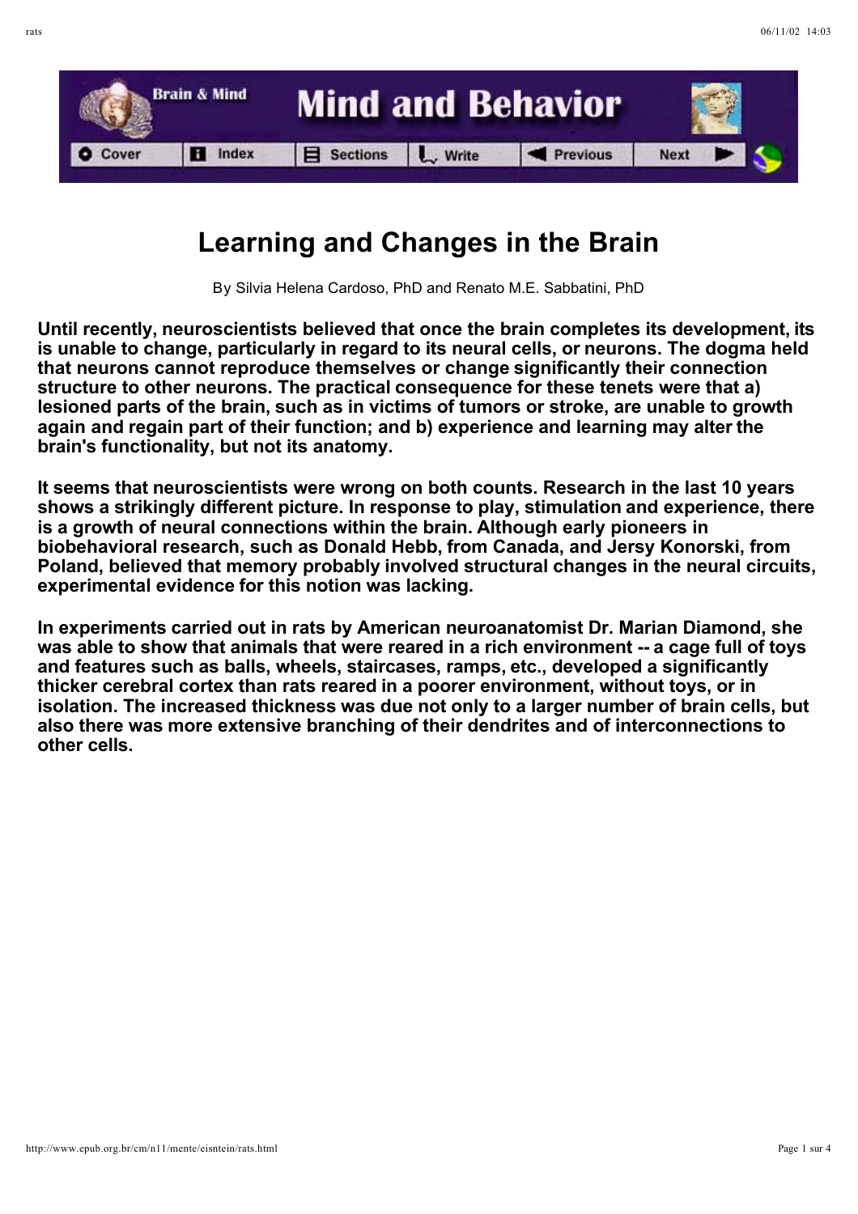# Learning and Changes in the Brain

By Silvia Helena Cardoso, PhD and Renato M.E. Sabbatini, PhD

**Until recently, neuroscientists believed that once the brain completes its development, its is unable to change, particularly in regard to its neural cells, or neurons. The dogma held that neurons cannot reproduce themselves or change significantly their connection structure to other neurons. The practical consequence for these tenets were that a) lesioned parts of the brain, such as in victims of tumors or stroke, are unable to growth again and regain part of their function; and b) experience and learning may alter the brain's functionality, but not its anatomy.**

**It seems that neuroscientists were wrong on both counts. Research in the last 10 years shows a strikingly different picture. In response to play, stimulation and experience, there is a growth of neural connections within the brain. Although early pioneers in biobehavioral research, such as Donald Hebb, from Canada, and Jersy Konorski, from Poland, believed that memory probably involved structural changes in the neural circuits, experimental evidence for this notion was lacking.**

**In experiments carried out in rats by American neuroanatomist Dr. Marian Diamond, she was able to show that animals that were reared in a rich environment -- a cage full of toys and features such as balls, wheels, staircases, ramps, etc., developed a significantly thicker cerebral cortex than rats reared in a poorer environment, without toys, or in isolation. The increased thickness was due not only to a larger number of brain cells, but also there was more extensive branching of their dendrites and of interconnections to other cells.**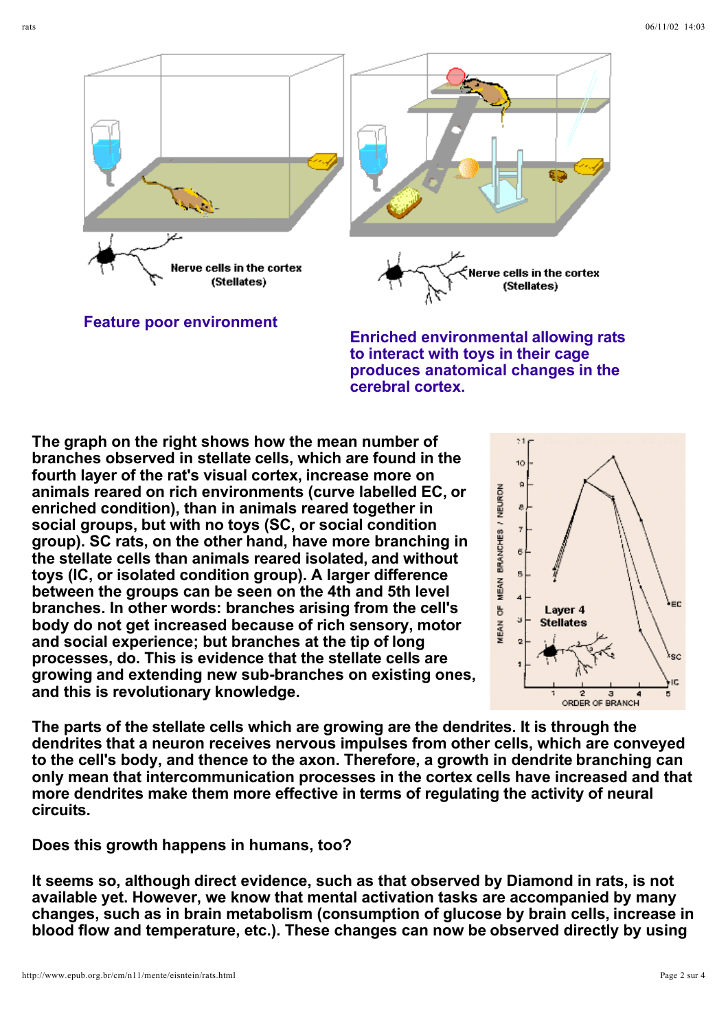Nerve cells in the cortex (Stellates)

**Feature poor environment**

Nerve cells in the cortex (Stellates)

**Enriched environmental allowing rats to interact with toys in their cage produces anatomical changes in the cerebral cortex.**

**The graph on the right shows how the mean number of branches observed in stellate cells, which are found in the fourth layer of the rat's visual cortex, increase more on animals reared on rich environments (curve labelled EC, or enriched condition), than in animals reared together in social groups, but with no toys (SC, or social condition group). SC rats, on the other hand, have more branching in the stellate cells than animals reared isolated, and without toys (IC, or isolated condition group). A larger difference between the groups can be seen on the 4th and 5th level branches. In other words: branches arising from the cell's body do not get increased because of rich sensory, motor and social experience; but branches at the tip of long processes, do. This is evidence that the stellate cells are growing and extending new sub-branches on existing ones, and this is revolutionary knowledge.**

**The parts of the stellate cells which are growing are the dendrites. It is through the dendrites that a neuron receives nervous impulses from other cells, which are conveyed to the cell's body, and thence to the axon. Therefore, a growth in dendrite branching can only mean that intercommunication processes in the cortex cells have increased and that more dendrites make them more effective in terms of regulating the activity of neural circuits.**

**Does this growth happens in humans, too?**

**It seems so, although direct evidence, such as that observed by Diamond in rats, is not available yet. However, we know that mental activation tasks are accompanied by many changes, such as in brain metabolism (consumption of glucose by brain cells, increase in blood flow and temperature, etc.). These changes can now be observed directly by using**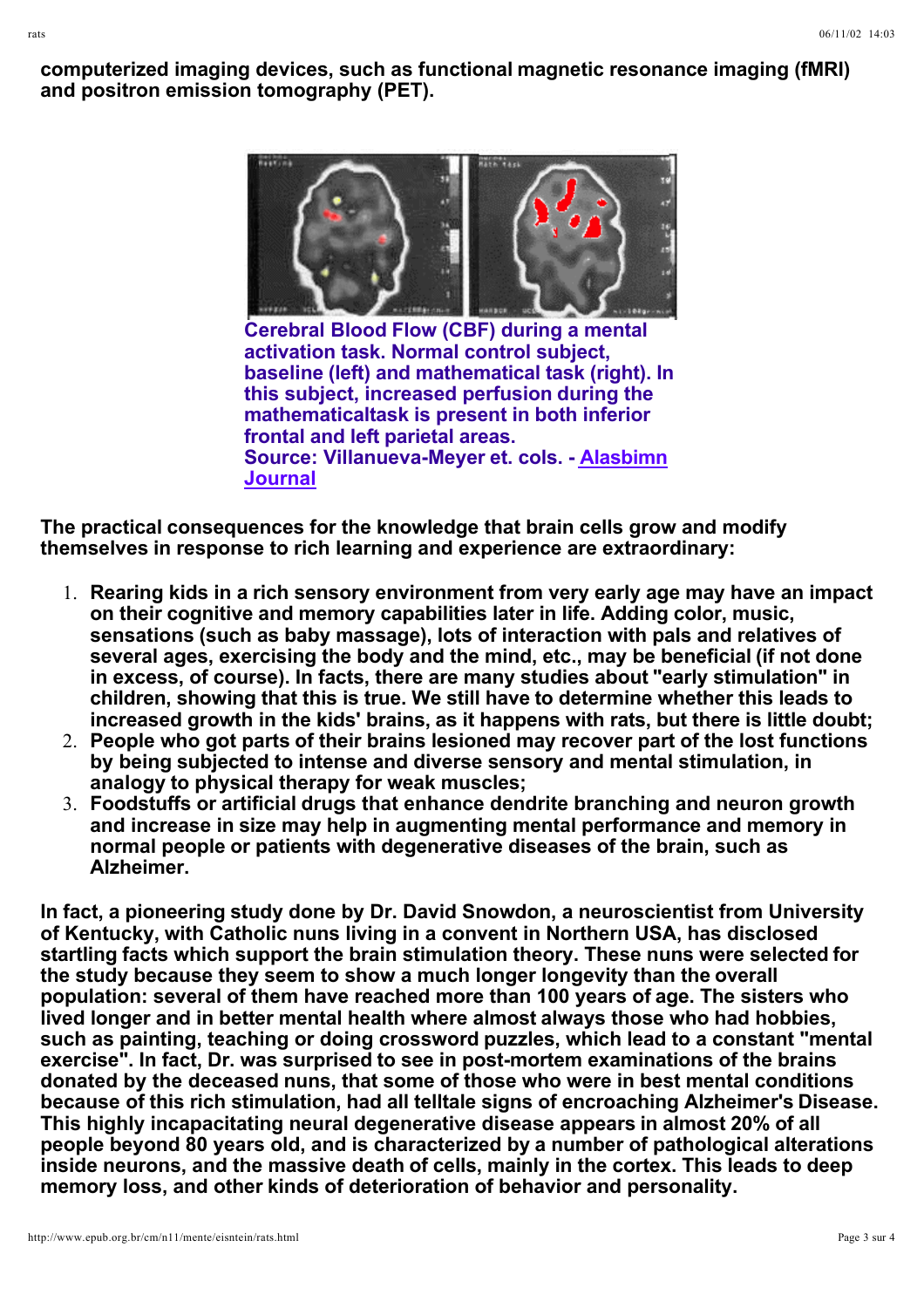**computerized imaging devices, such as functional magnetic resonance imaging (fMRI) and positron emission tomography (PET).**

**Cerebral Blood Flow (CBF) during a mental activation task. Normal control subject, baseline (left) and mathematical task (right). In this subject, increased perfusion during the mathematicaltask is present in both inferior frontal and left parietal areas.**
**Source: Villanueva-Meyer et. cols. - Alasbimn Journal**

**The practical consequences for the knowledge that brain cells grow and modify themselves in response to rich learning and experience are extraordinary:**

1. **Rearing kids in a rich sensory environment from very early age may have an impact on their cognitive and memory capabilities later in life. Adding color, music, sensations (such as baby massage), lots of interaction with pals and relatives of several ages, exercising the body and the mind, etc., may be beneficial (if not done in excess, of course). In facts, there are many studies about "early stimulation" in children, showing that this is true. We still have to determine whether this leads to increased growth in the kids' brains, as it happens with rats, but there is little doubt;**
2. **People who got parts of their brains lesioned may recover part of the lost functions by being subjected to intense and diverse sensory and mental stimulation, in analogy to physical therapy for weak muscles;**
3. **Foodstuffs or artificial drugs that enhance dendrite branching and neuron growth and increase in size may help in augmenting mental performance and memory in normal people or patients with degenerative diseases of the brain, such as Alzheimer.**

**In fact, a pioneering study done by Dr. David Snowdon, a neuroscientist from University of Kentucky, with Catholic nuns living in a convent in Northern USA, has disclosed startling facts which support the brain stimulation theory. These nuns were selected for the study because they seem to show a much longer longevity than the overall population: several of them have reached more than 100 years of age. The sisters who lived longer and in better mental health where almost always those who had hobbies, such as painting, teaching or doing crossword puzzles, which lead to a constant "mental exercise". In fact, Dr. was surprised to see in post-mortem examinations of the brains donated by the deceased nuns, that some of those who were in best mental conditions because of this rich stimulation, had all telltale signs of encroaching Alzheimer's Disease. This highly incapacitating neural degenerative disease appears in almost 20% of all people beyond 80 years old, and is characterized by a number of pathological alterations inside neurons, and the massive death of cells, mainly in the cortex. This leads to deep memory loss, and other kinds of deterioration of behavior and personality.**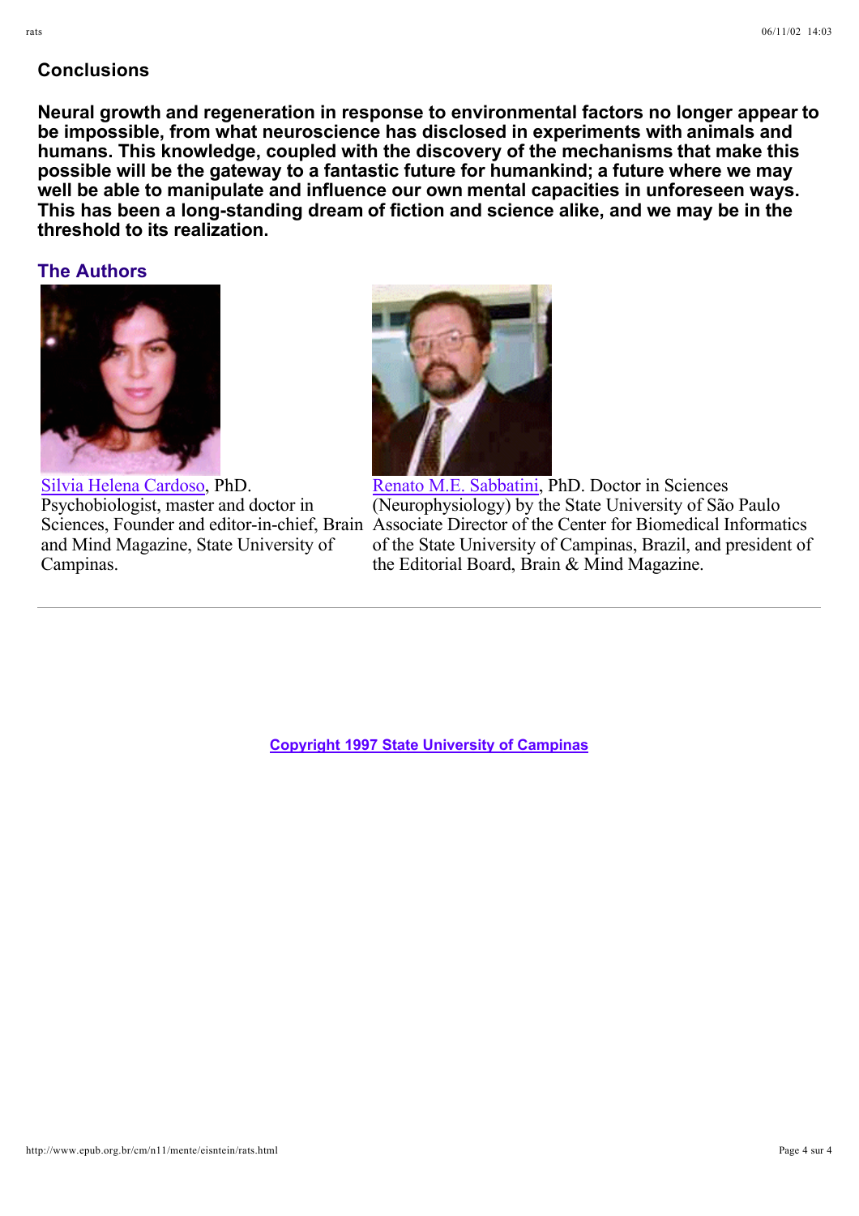## Conclusions

**Neural growth and regeneration in response to environmental factors no longer appear to be impossible, from what neuroscience has disclosed in experiments with animals and humans. This knowledge, coupled with the discovery of the mechanisms that make this possible will be the gateway to a fantastic future for humankind; a future where we may well be able to manipulate and influence our own mental capacities in unforeseen ways. This has been a long-standing dream of fiction and science alike, and we may be in the threshold to its realization.**

## The Authors

Silvia Helena Cardoso, PhD. Psychobiologist, master and doctor in Sciences, Founder and editor-in-chief, Brain and Mind Magazine, State University of Campinas.

Renato M.E. Sabbatini, PhD. Doctor in Sciences (Neurophysiology) by the State University of São Paulo Associate Director of the Center for Biomedical Informatics of the State University of Campinas, Brazil, and president of the Editorial Board, Brain & Mind Magazine.

---

**Copyright 1997 State University of Campinas**